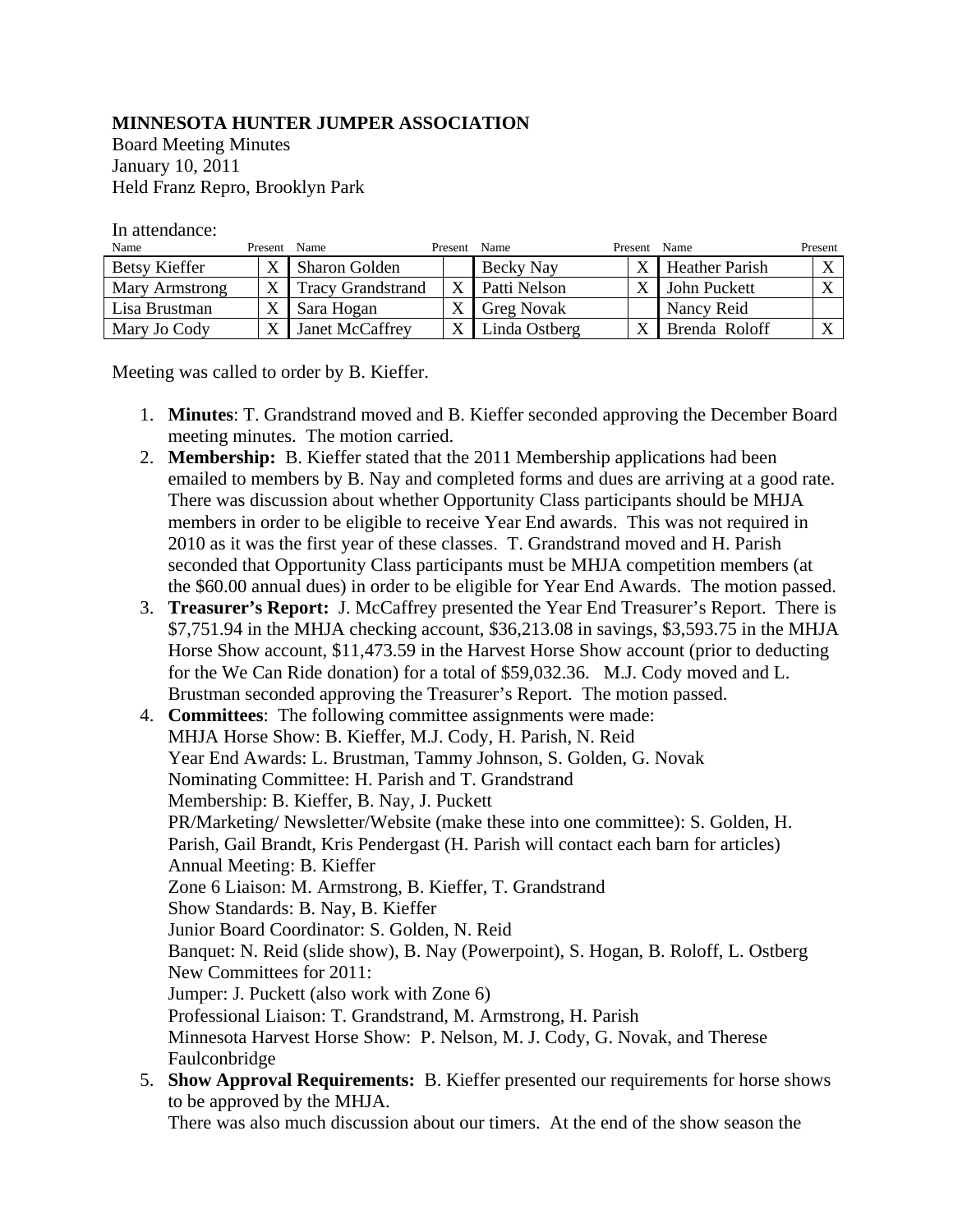**MINNESOTA HUNTER JUMPER ASSOCIATION**
Board Meeting Minutes
January 10, 2011
Held Franz Repro, Brooklyn Park

In attendance:

| Name | Present | Name | Present | Name | Present | Name | Present |
|---|---|---|---|---|---|---|---|
| Betsy Kieffer | X | Sharon Golden | | Becky Nay | X | Heather Parish | X |
| Mary Armstrong | X | Tracy Grandstrand | X | Patti Nelson | X | John Puckett | X |
| Lisa Brustman | X | Sara Hogan | X | Greg Novak | | Nancy Reid | |
| Mary Jo Cody | X | Janet McCaffrey | X | Linda Ostberg | X | Brenda Roloff | X |

Meeting was called to order by B. Kieffer.

1. **Minutes**: T. Grandstrand moved and B. Kieffer seconded approving the December Board meeting minutes. The motion carried.
2. **Membership:** B. Kieffer stated that the 2011 Membership applications had been emailed to members by B. Nay and completed forms and dues are arriving at a good rate. There was discussion about whether Opportunity Class participants should be MHJA members in order to be eligible to receive Year End awards. This was not required in 2010 as it was the first year of these classes. T. Grandstrand moved and H. Parish seconded that Opportunity Class participants must be MHJA competition members (at the $60.00 annual dues) in order to be eligible for Year End Awards. The motion passed.
3. **Treasurer's Report:** J. McCaffrey presented the Year End Treasurer's Report. There is $7,751.94 in the MHJA checking account, $36,213.08 in savings, $3,593.75 in the MHJA Horse Show account, $11,473.59 in the Harvest Horse Show account (prior to deducting for the We Can Ride donation) for a total of $59,032.36. M.J. Cody moved and L. Brustman seconded approving the Treasurer's Report. The motion passed.
4. **Committees**: The following committee assignments were made:
   MHJA Horse Show: B. Kieffer, M.J. Cody, H. Parish, N. Reid
   Year End Awards: L. Brustman, Tammy Johnson, S. Golden, G. Novak
   Nominating Committee: H. Parish and T. Grandstrand
   Membership: B. Kieffer, B. Nay, J. Puckett
   PR/Marketing/ Newsletter/Website (make these into one committee): S. Golden, H. Parish, Gail Brandt, Kris Pendergast (H. Parish will contact each barn for articles)
   Annual Meeting: B. Kieffer
   Zone 6 Liaison: M. Armstrong, B. Kieffer, T. Grandstrand
   Show Standards: B. Nay, B. Kieffer
   Junior Board Coordinator: S. Golden, N. Reid
   Banquet: N. Reid (slide show), B. Nay (Powerpoint), S. Hogan, B. Roloff, L. Ostberg
   New Committees for 2011:
   Jumper: J. Puckett (also work with Zone 6)
   Professional Liaison: T. Grandstrand, M. Armstrong, H. Parish
   Minnesota Harvest Horse Show: P. Nelson, M. J. Cody, G. Novak, and Therese Faulconbridge
5. **Show Approval Requirements:** B. Kieffer presented our requirements for horse shows to be approved by the MHJA.
   There was also much discussion about our timers. At the end of the show season the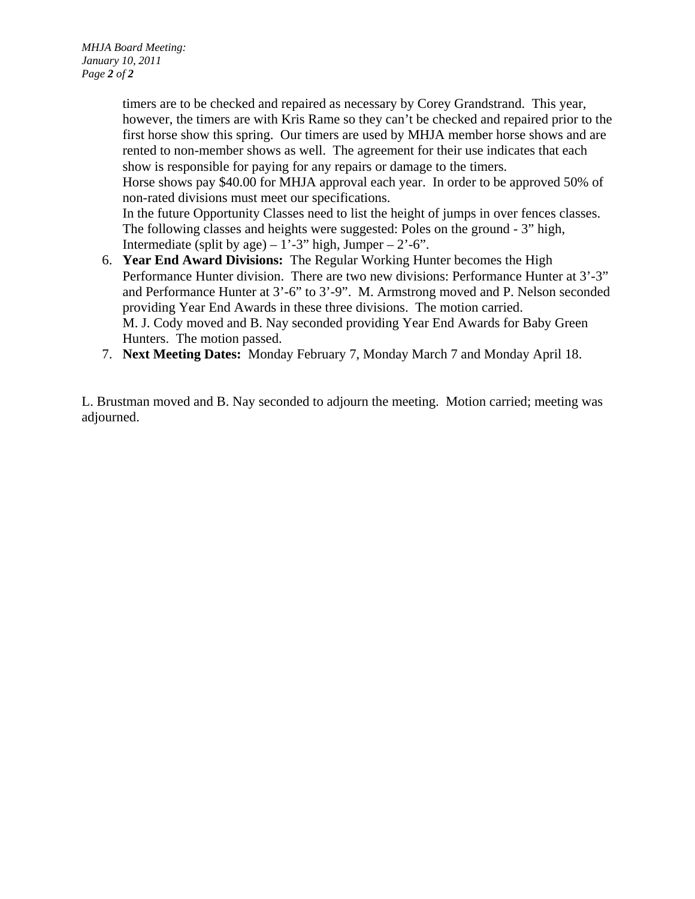timers are to be checked and repaired as necessary by Corey Grandstrand. This year, however, the timers are with Kris Rame so they can't be checked and repaired prior to the first horse show this spring. Our timers are used by MHJA member horse shows and are rented to non-member shows as well. The agreement for their use indicates that each show is responsible for paying for any repairs or damage to the timers.
Horse shows pay $40.00 for MHJA approval each year. In order to be approved 50% of non-rated divisions must meet our specifications.
In the future Opportunity Classes need to list the height of jumps in over fences classes. The following classes and heights were suggested: Poles on the ground - 3" high, Intermediate (split by age) – 1'-3" high, Jumper – 2'-6".

6. **Year End Award Divisions:** The Regular Working Hunter becomes the High Performance Hunter division. There are two new divisions: Performance Hunter at 3'-3" and Performance Hunter at 3'-6" to 3'-9". M. Armstrong moved and P. Nelson seconded providing Year End Awards in these three divisions. The motion carried.
M. J. Cody moved and B. Nay seconded providing Year End Awards for Baby Green Hunters. The motion passed.
7. **Next Meeting Dates:** Monday February 7, Monday March 7 and Monday April 18.

L. Brustman moved and B. Nay seconded to adjourn the meeting. Motion carried; meeting was adjourned.